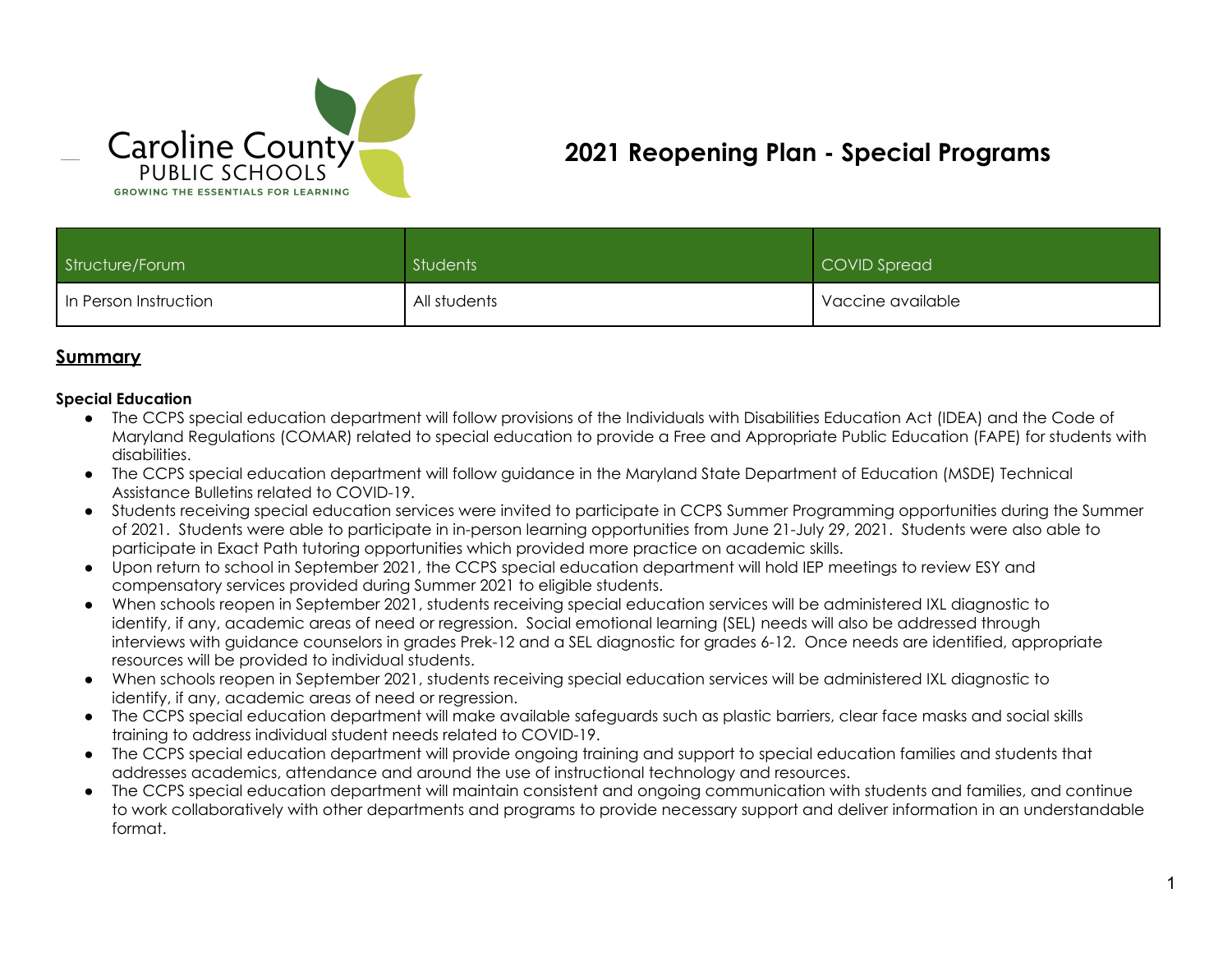Caroline County
PUBLIC SCHOOLS
GROWING THE ESSENTIALS FOR LEARNING

# 2021 Reopening Plan - Special Programs

| Structure/Forum | Students | COVID Spread |
|---|---|---|
| In Person Instruction | All students | Vaccine available |

## Summary

**Special Education**

- The CCPS special education department will follow provisions of the Individuals with Disabilities Education Act (IDEA) and the Code of Maryland Regulations (COMAR) related to special education to provide a Free and Appropriate Public Education (FAPE) for students with disabilities.
- The CCPS special education department will follow guidance in the Maryland State Department of Education (MSDE) Technical Assistance Bulletins related to COVID-19.
- Students receiving special education services were invited to participate in CCPS Summer Programming opportunities during the Summer of 2021. Students were able to participate in in-person learning opportunities from June 21-July 29, 2021. Students were also able to participate in Exact Path tutoring opportunities which provided more practice on academic skills.
- Upon return to school in September 2021, the CCPS special education department will hold IEP meetings to review ESY and compensatory services provided during Summer 2021 to eligible students.
- When schools reopen in September 2021, students receiving special education services will be administered IXL diagnostic to identify, if any, academic areas of need or regression. Social emotional learning (SEL) needs will also be addressed through interviews with guidance counselors in grades Prek-12 and a SEL diagnostic for grades 6-12. Once needs are identified, appropriate resources will be provided to individual students.
- When schools reopen in September 2021, students receiving special education services will be administered IXL diagnostic to identify, if any, academic areas of need or regression.
- The CCPS special education department will make available safeguards such as plastic barriers, clear face masks and social skills training to address individual student needs related to COVID-19.
- The CCPS special education department will provide ongoing training and support to special education families and students that addresses academics, attendance and around the use of instructional technology and resources.
- The CCPS special education department will maintain consistent and ongoing communication with students and families, and continue to work collaboratively with other departments and programs to provide necessary support and deliver information in an understandable format.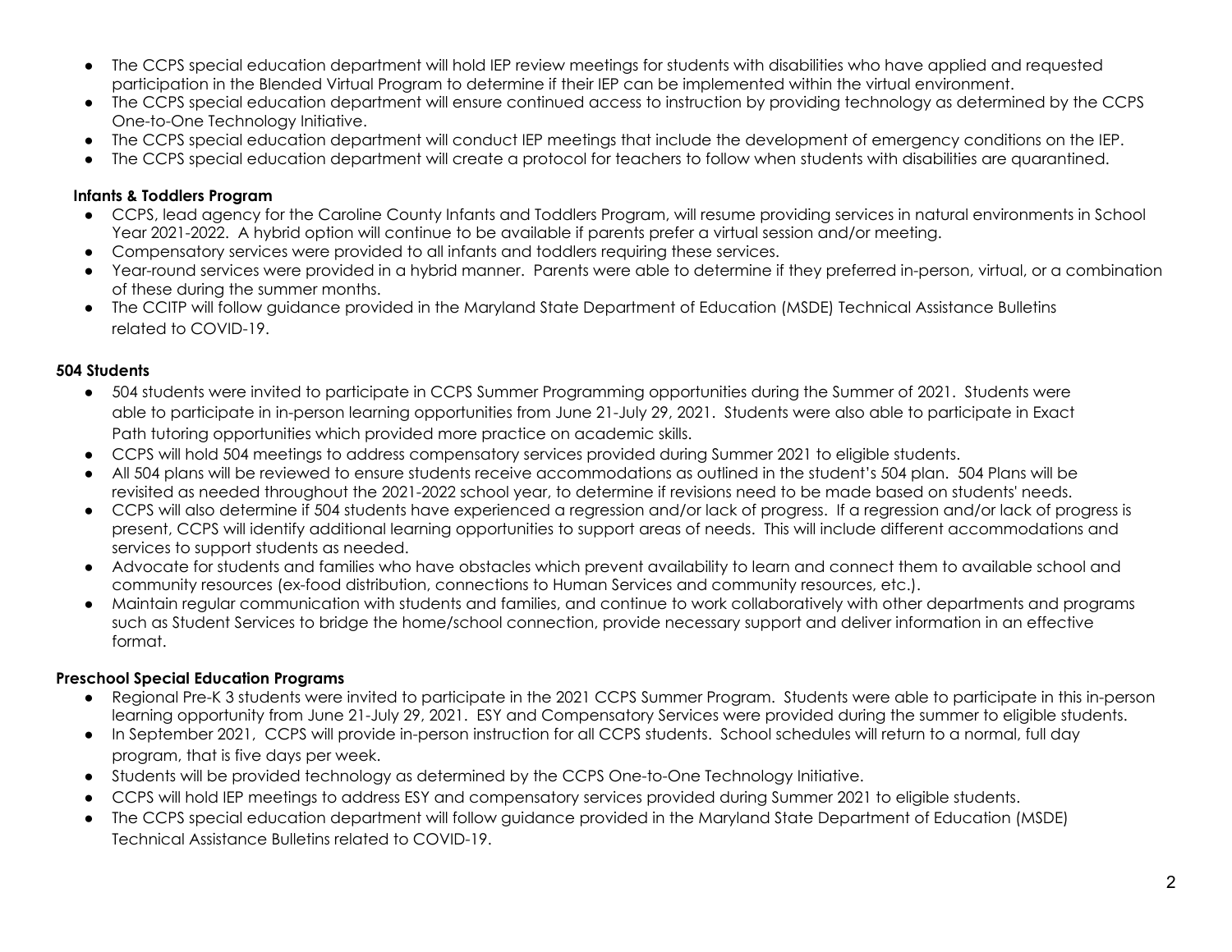- The CCPS special education department will hold IEP review meetings for students with disabilities who have applied and requested participation in the Blended Virtual Program to determine if their IEP can be implemented within the virtual environment.
- The CCPS special education department will ensure continued access to instruction by providing technology as determined by the CCPS One-to-One Technology Initiative.
- The CCPS special education department will conduct IEP meetings that include the development of emergency conditions on the IEP.
- The CCPS special education department will create a protocol for teachers to follow when students with disabilities are quarantined.

**Infants & Toddlers Program**

- CCPS, lead agency for the Caroline County Infants and Toddlers Program, will resume providing services in natural environments in School Year 2021-2022. A hybrid option will continue to be available if parents prefer a virtual session and/or meeting.
- Compensatory services were provided to all infants and toddlers requiring these services.
- Year-round services were provided in a hybrid manner. Parents were able to determine if they preferred in-person, virtual, or a combination of these during the summer months.
- The CCITP will follow guidance provided in the Maryland State Department of Education (MSDE) Technical Assistance Bulletins related to COVID-19.

**504 Students**

- 504 students were invited to participate in CCPS Summer Programming opportunities during the Summer of 2021. Students were able to participate in in-person learning opportunities from June 21-July 29, 2021. Students were also able to participate in Exact Path tutoring opportunities which provided more practice on academic skills.
- CCPS will hold 504 meetings to address compensatory services provided during Summer 2021 to eligible students.
- All 504 plans will be reviewed to ensure students receive accommodations as outlined in the student's 504 plan. 504 Plans will be revisited as needed throughout the 2021-2022 school year, to determine if revisions need to be made based on students' needs.
- CCPS will also determine if 504 students have experienced a regression and/or lack of progress. If a regression and/or lack of progress is present, CCPS will identify additional learning opportunities to support areas of needs. This will include different accommodations and services to support students as needed.
- Advocate for students and families who have obstacles which prevent availability to learn and connect them to available school and community resources (ex-food distribution, connections to Human Services and community resources, etc.).
- Maintain regular communication with students and families, and continue to work collaboratively with other departments and programs such as Student Services to bridge the home/school connection, provide necessary support and deliver information in an effective format.

**Preschool Special Education Programs**

- Regional Pre-K 3 students were invited to participate in the 2021 CCPS Summer Program. Students were able to participate in this in-person learning opportunity from June 21-July 29, 2021. ESY and Compensatory Services were provided during the summer to eligible students.
- In September 2021, CCPS will provide in-person instruction for all CCPS students. School schedules will return to a normal, full day program, that is five days per week.
- Students will be provided technology as determined by the CCPS One-to-One Technology Initiative.
- CCPS will hold IEP meetings to address ESY and compensatory services provided during Summer 2021 to eligible students.
- The CCPS special education department will follow guidance provided in the Maryland State Department of Education (MSDE) Technical Assistance Bulletins related to COVID-19.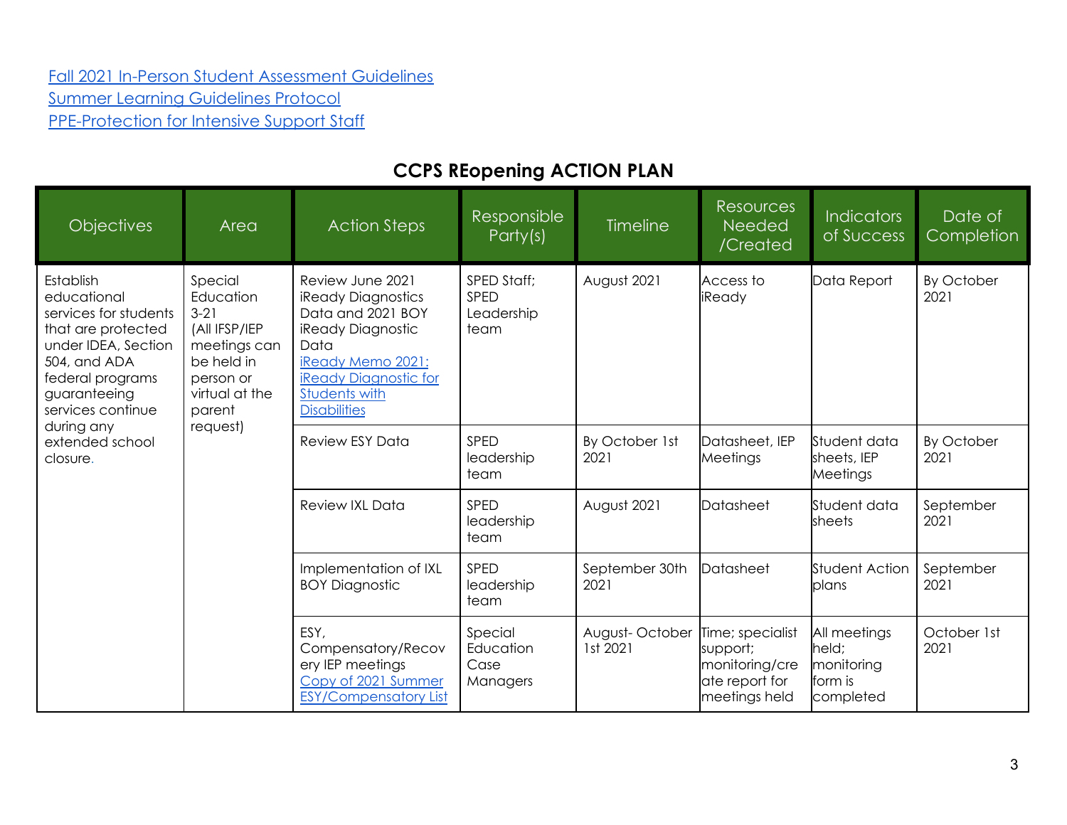Fall 2021 In-Person Student Assessment Guidelines
Summer Learning Guidelines Protocol
PPE-Protection for Intensive Support Staff

## CCPS REopening ACTION PLAN

| Objectives | Area | Action Steps | Responsible Party(s) | Timeline | Resources Needed /Created | Indicators of Success | Date of Completion |
|---|---|---|---|---|---|---|---|
| Establish educational services for students that are protected under IDEA, Section 504, and ADA federal programs guaranteeing services continue during any extended school closure. | Special Education 3-21 (All IFSP/IEP meetings can be held in person or virtual at the parent request) | Review June 2021 iReady Diagnostics Data and 2021 BOY iReady Diagnostic Data iReady Memo 2021: iReady Diagnostic for Students with Disabilities | SPED Staff; SPED Leadership team | August 2021 | Access to iReady | Data Report | By October 2021 |
| | | Review ESY Data | SPED leadership team | By October 1st 2021 | Datasheet, IEP Meetings | Student data sheets, IEP Meetings | By October 2021 |
| | | Review IXL Data | SPED leadership team | August 2021 | Datasheet | Student data sheets | September 2021 |
| | | Implementation of IXL BOY Diagnostic | SPED leadership team | September 30th 2021 | Datasheet | Student Action plans | September 2021 |
| | | ESY, Compensatory/Recovery IEP meetings Copy of 2021 Summer ESY/Compensatory List | Special Education Case Managers | August- October 1st 2021 | Time; specialist support; monitoring/create report for meetings held | All meetings held; monitoring form is completed | October 1st 2021 |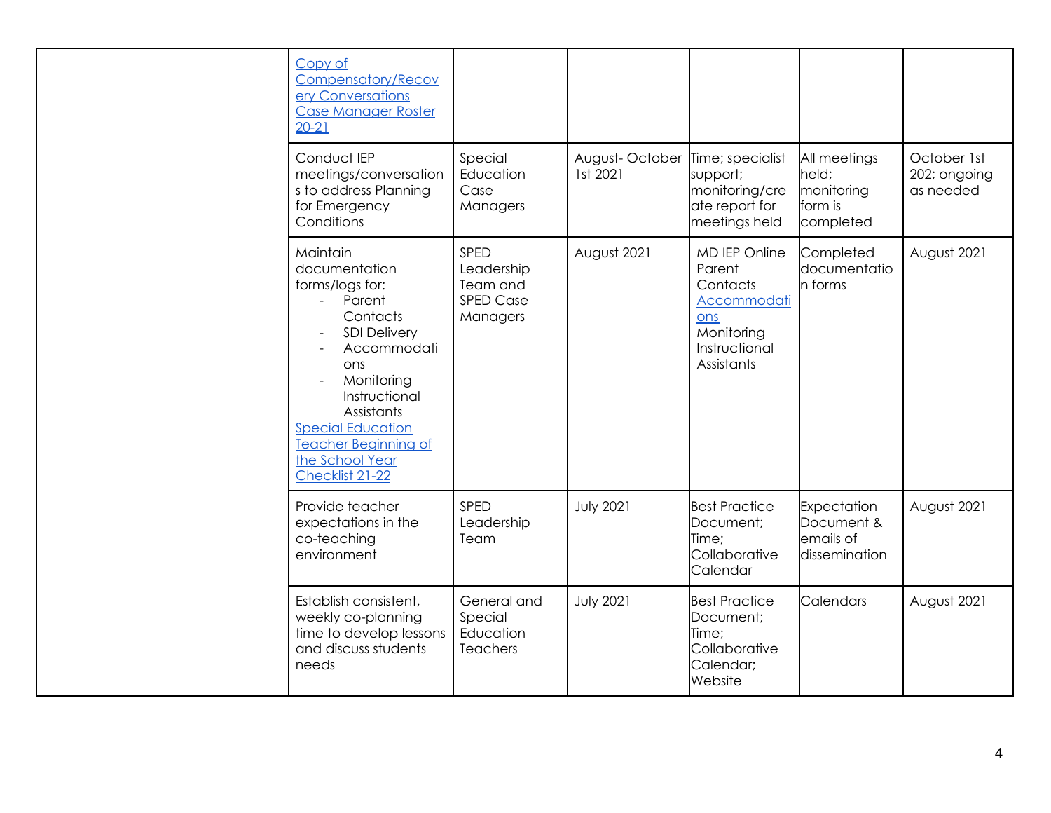| | | | | | | | |
|---|---|---|---|---|---|---|---|
| | | Copy of Compensatory/Recovery Conversations Case Manager Roster 20-21 | | | | | |
| | | Conduct IEP meetings/conversations to address Planning for Emergency Conditions | Special Education Case Managers | August- October 1st 2021 | Time; specialist support; monitoring/create report for meetings held | All meetings held; monitoring form is completed | October 1st 202; ongoing as needed |
| | | Maintain documentation forms/logs for:<br>- Parent Contacts<br>- SDI Delivery<br>- Accommodations<br>- Monitoring Instructional Assistants<br>Special Education Teacher Beginning of the School Year Checklist 21-22 | SPED Leadership Team and SPED Case Managers | August 2021 | MD IEP Online Parent Contacts Accommodations Monitoring Instructional Assistants | Completed documentation forms | August 2021 |
| | | Provide teacher expectations in the co-teaching environment | SPED Leadership Team | July 2021 | Best Practice Document; Time; Collaborative Calendar | Expectation Document & emails of dissemination | August 2021 |
| | | Establish consistent, weekly co-planning time to develop lessons and discuss students needs | General and Special Education Teachers | July 2021 | Best Practice Document; Time; Collaborative Calendar; Website | Calendars | August 2021 |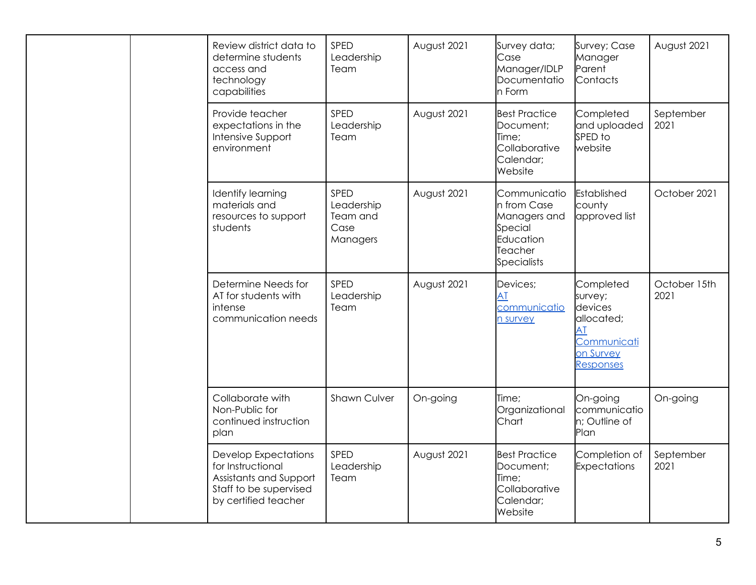| | | | | | | | |
|---|---|---|---|---|---|---|---|
| | | Review district data to determine students access and technology capabilities | SPED Leadership Team | August 2021 | Survey data; Case Manager/IDLP Documentation Form | Survey; Case Manager Parent Contacts | August 2021 |
| | | Provide teacher expectations in the Intensive Support environment | SPED Leadership Team | August 2021 | Best Practice Document; Time; Collaborative Calendar; Website | Completed and uploaded SPED to website | September 2021 |
| | | Identify learning materials and resources to support students | SPED Leadership Team and Case Managers | August 2021 | Communication from Case Managers and Special Education Teacher Specialists | Established county approved list | October 2021 |
| | | Determine Needs for AT for students with intense communication needs | SPED Leadership Team | August 2021 | Devices; AT communication survey | Completed survey; devices allocated; AT Communication Survey Responses | October 15th 2021 |
| | | Collaborate with Non-Public for continued instruction plan | Shawn Culver | On-going | Time; Organizational Chart | On-going communication; Outline of Plan | On-going |
| | | Develop Expectations for Instructional Assistants and Support Staff to be supervised by certified teacher | SPED Leadership Team | August 2021 | Best Practice Document; Time; Collaborative Calendar; Website | Completion of Expectations | September 2021 |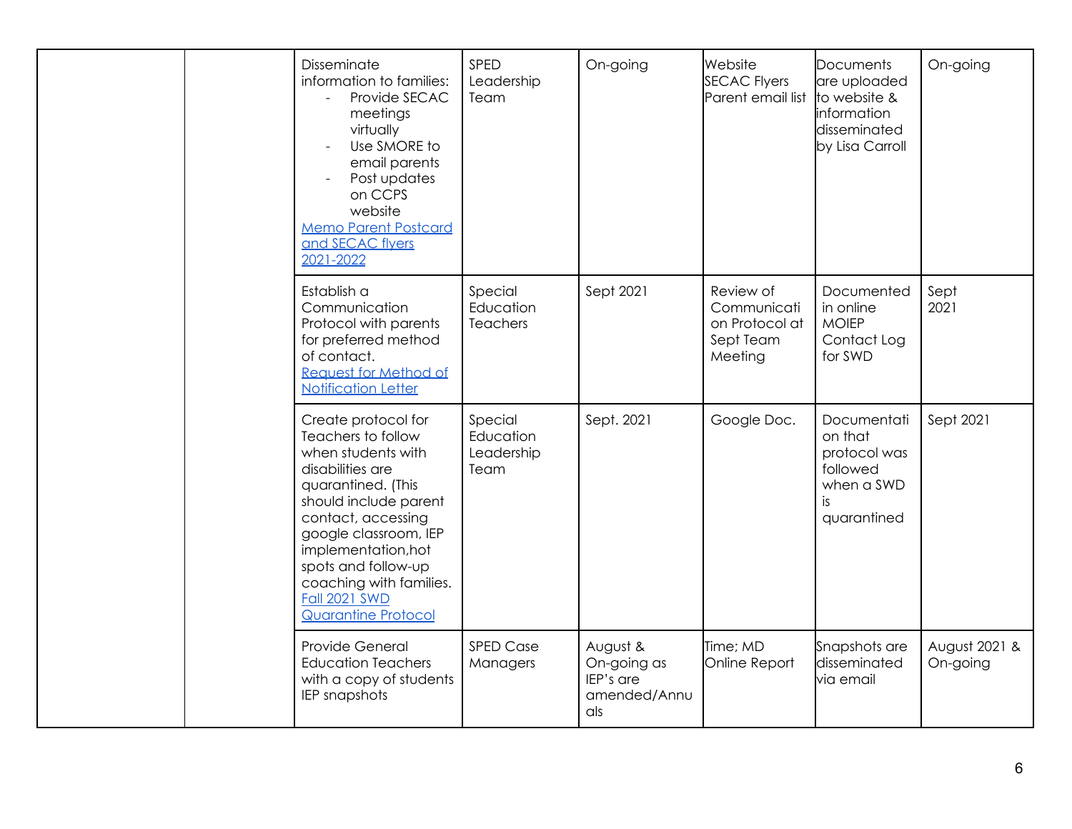| | | | | | | | |
|---|---|---|---|---|---|---|---|
| | | Disseminate information to families:<br>- Provide SECAC meetings virtually<br>- Use SMORE to email parents<br>- Post updates on CCPS website<br>Memo Parent Postcard and SECAC flyers 2021-2022 | SPED Leadership Team | On-going | Website SECAC Flyers Parent email list | Documents are uploaded to website & information disseminated by Lisa Carroll | On-going |
| | | Establish a Communication Protocol with parents for preferred method of contact.<br>Request for Method of Notification Letter | Special Education Teachers | Sept 2021 | Review of Communication Protocol at Sept Team Meeting | Documented in online MOIEP Contact Log for SWD | Sept 2021 |
| | | Create protocol for Teachers to follow when students with disabilities are quarantined. (This should include parent contact, accessing google classroom, IEP implementation,hot spots and follow-up coaching with families.<br>Fall 2021 SWD Quarantine Protocol | Special Education Leadership Team | Sept. 2021 | Google Doc. | Documentation that protocol was followed when a SWD is quarantined | Sept 2021 |
| | | Provide General Education Teachers with a copy of students IEP snapshots | SPED Case Managers | August & On-going as IEP's are amended/Annuals | Time; MD Online Report | Snapshots are disseminated via email | August 2021 & On-going |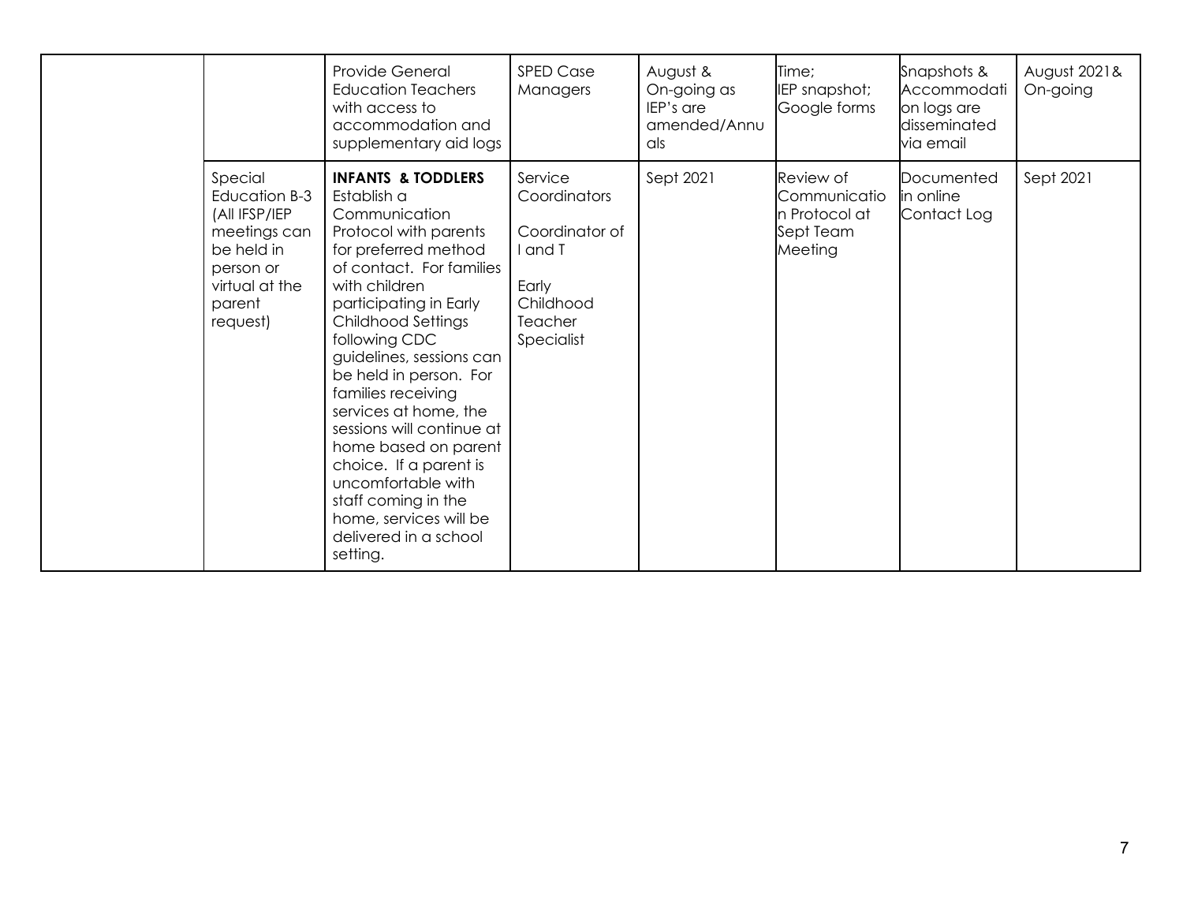| | | | | | | | |
|---|---|---|---|---|---|---|---|
| | | Provide General Education Teachers with access to accommodation and supplementary aid logs | SPED Case Managers | August & On-going as IEP's are amended/Annuals | Time; IEP snapshot; Google forms | Snapshots & Accommodation logs are disseminated via email | August 2021& On-going |
| | Special Education B-3 (All IFSP/IEP meetings can be held in person or virtual at the parent request) | **INFANTS & TODDLERS** Establish a Communication Protocol with parents for preferred method of contact. For families with children participating in Early Childhood Settings following CDC guidelines, sessions can be held in person. For families receiving services at home, the sessions will continue at home based on parent choice. If a parent is uncomfortable with staff coming in the home, services will be delivered in a school setting. | Service Coordinators<br><br>Coordinator of I and T<br><br>Early Childhood Teacher Specialist | Sept 2021 | Review of Communication Protocol at Sept Team Meeting | Documented in online Contact Log | Sept 2021 |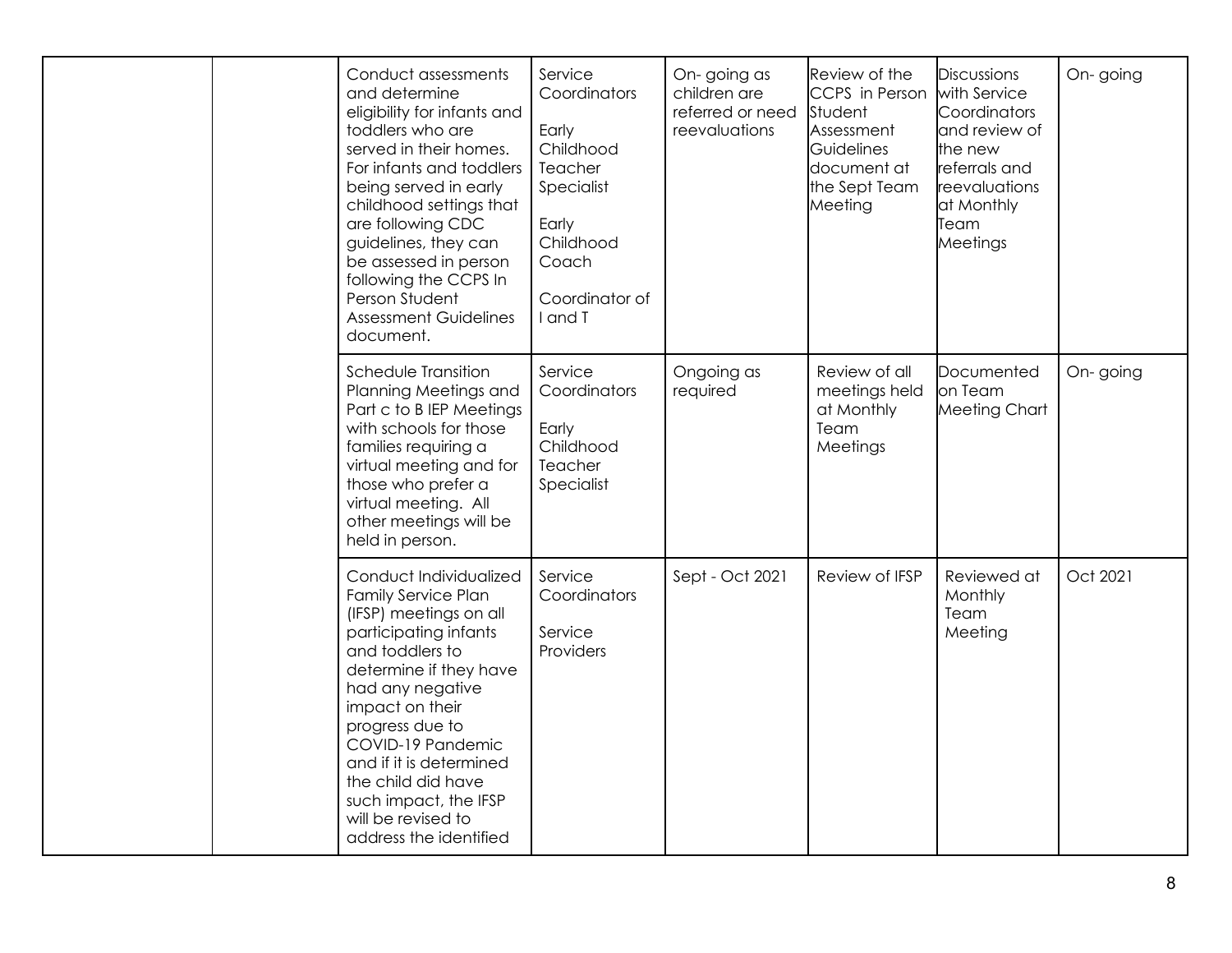| | | | | | | | |
|---|---|---|---|---|---|---|---|
| | | Conduct assessments and determine eligibility for infants and toddlers who are served in their homes. For infants and toddlers being served in early childhood settings that are following CDC guidelines, they can be assessed in person following the CCPS In Person Student Assessment Guidelines document. | Service Coordinators<br><br>Early Childhood Teacher Specialist<br><br>Early Childhood Coach<br><br>Coordinator of I and T | On- going as children are referred or need reevaluations | Review of the CCPS in Person Student Assessment Guidelines document at the Sept Team Meeting | Discussions with Service Coordinators and review of the new referrals and reevaluations at Monthly Team Meetings | On- going |
| | | Schedule Transition Planning Meetings and Part c to B IEP Meetings with schools for those families requiring a virtual meeting and for those who prefer a virtual meeting. All other meetings will be held in person. | Service Coordinators<br><br>Early Childhood Teacher Specialist | Ongoing as required | Review of all meetings held at Monthly Team Meetings | Documented on Team Meeting Chart | On- going |
| | | Conduct Individualized Family Service Plan (IFSP) meetings on all participating infants and toddlers to determine if they have had any negative impact on their progress due to COVID-19 Pandemic and if it is determined the child did have such impact, the IFSP will be revised to address the identified | Service Coordinators<br><br>Service Providers | Sept - Oct 2021 | Review of IFSP | Reviewed at Monthly Team Meeting | Oct 2021 |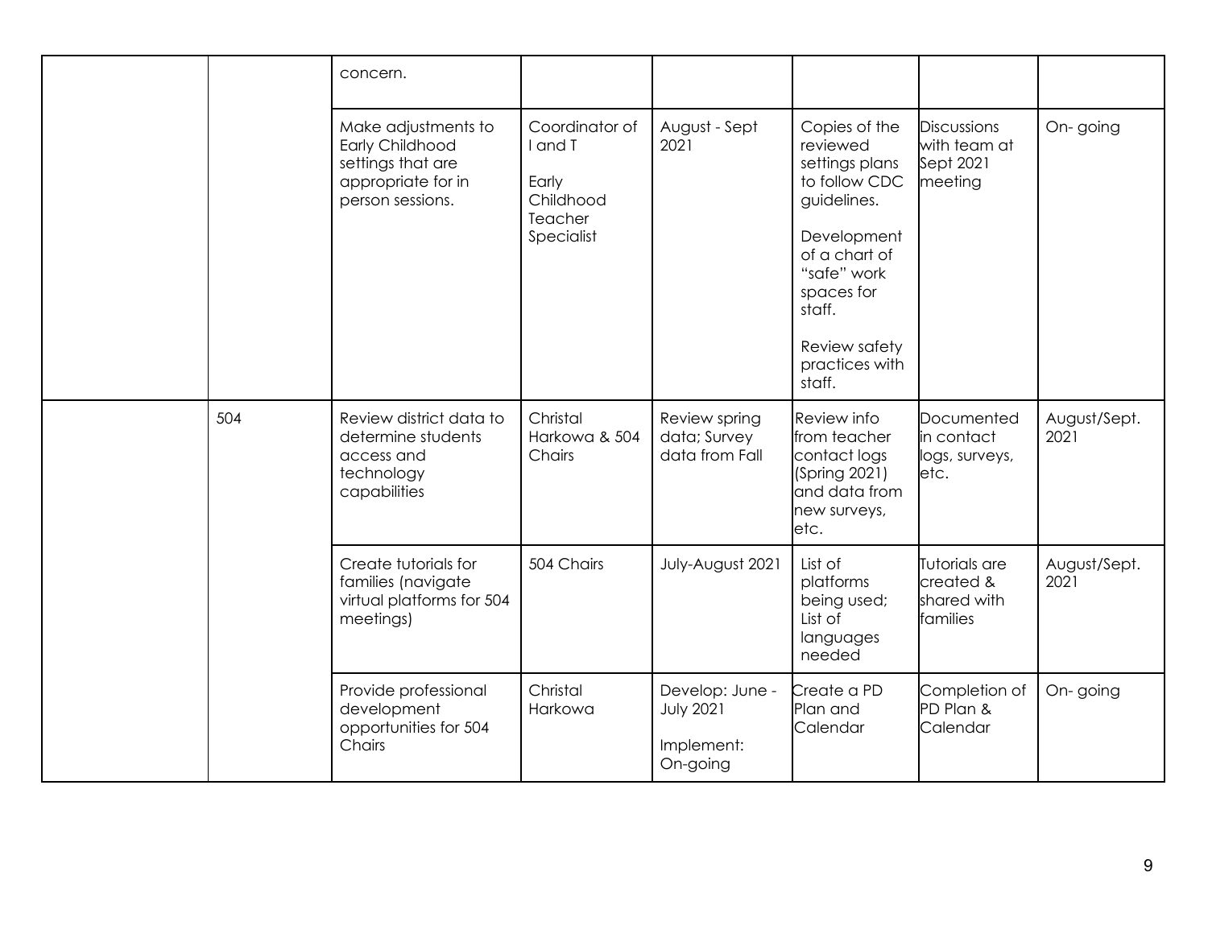| | | | | | | | |
|---|---|---|---|---|---|---|---|
| | | concern. | | | | | |
| | | Make adjustments to Early Childhood settings that are appropriate for in person sessions. | Coordinator of I and T<br><br>Early Childhood Teacher Specialist | August - Sept 2021 | Copies of the reviewed settings plans to follow CDC guidelines.<br><br>Development of a chart of "safe" work spaces for staff.<br><br>Review safety practices with staff. | Discussions with team at Sept 2021 meeting | On- going |
| | 504 | Review district data to determine students access and technology capabilities | Christal Harkowa & 504 Chairs | Review spring data; Survey data from Fall | Review info from teacher contact logs (Spring 2021) and data from new surveys, etc. | Documented in contact logs, surveys, etc. | August/Sept. 2021 |
| | | Create tutorials for families (navigate virtual platforms for 504 meetings) | 504 Chairs | July-August 2021 | List of platforms being used; List of languages needed | Tutorials are created & shared with families | August/Sept. 2021 |
| | | Provide professional development opportunities for 504 Chairs | Christal Harkowa | Develop: June - July 2021<br><br>Implement: On-going | Create a PD Plan and Calendar | Completion of PD Plan & Calendar | On- going |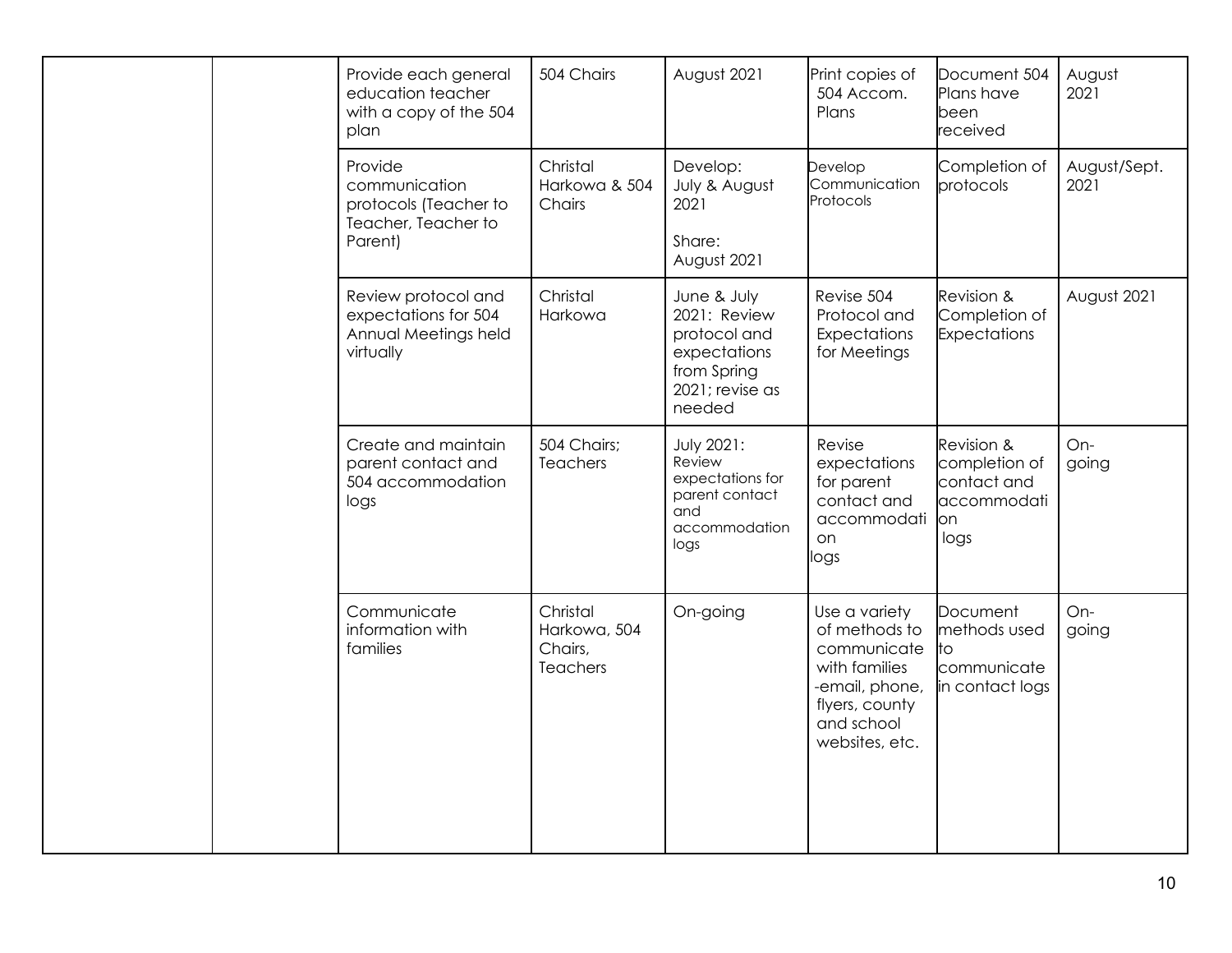| | | | | | | | |
|---|---|---|---|---|---|---|---|
| | | Provide each general education teacher with a copy of the 504 plan | 504 Chairs | August 2021 | Print copies of 504 Accom. Plans | Document 504 Plans have been received | August 2021 |
| | | Provide communication protocols (Teacher to Teacher, Teacher to Parent) | Christal Harkowa & 504 Chairs | Develop: July & August 2021<br><br>Share: August 2021 | Develop Communication Protocols | Completion of protocols | August/Sept. 2021 |
| | | Review protocol and expectations for 504 Annual Meetings held virtually | Christal Harkowa | June & July 2021: Review protocol and expectations from Spring 2021; revise as needed | Revise 504 Protocol and Expectations for Meetings | Revision & Completion of Expectations | August 2021 |
| | | Create and maintain parent contact and 504 accommodation logs | 504 Chairs; Teachers | July 2021: Review expectations for parent contact and accommodation logs | Revise expectations for parent contact and accommodation logs | Revision & completion of contact and accommodation logs | On-going |
| | | Communicate information with families | Christal Harkowa, 504 Chairs, Teachers | On-going | Use a variety of methods to communicate with families -email, phone, flyers, county and school websites, etc. | Document methods used to communicate in contact logs | On-going |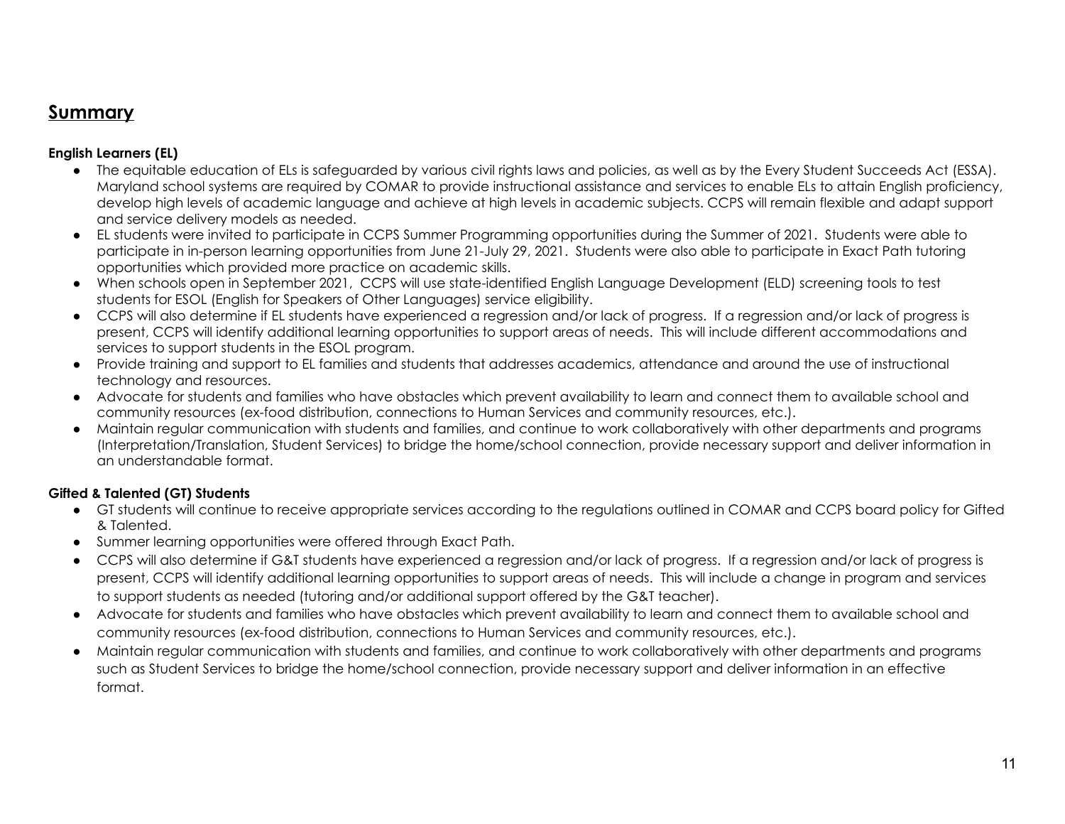## Summary

**English Learners (EL)**

- The equitable education of ELs is safeguarded by various civil rights laws and policies, as well as by the Every Student Succeeds Act (ESSA). Maryland school systems are required by COMAR to provide instructional assistance and services to enable ELs to attain English proficiency, develop high levels of academic language and achieve at high levels in academic subjects. CCPS will remain flexible and adapt support and service delivery models as needed.
- EL students were invited to participate in CCPS Summer Programming opportunities during the Summer of 2021. Students were able to participate in in-person learning opportunities from June 21-July 29, 2021. Students were also able to participate in Exact Path tutoring opportunities which provided more practice on academic skills.
- When schools open in September 2021, CCPS will use state-identified English Language Development (ELD) screening tools to test students for ESOL (English for Speakers of Other Languages) service eligibility.
- CCPS will also determine if EL students have experienced a regression and/or lack of progress. If a regression and/or lack of progress is present, CCPS will identify additional learning opportunities to support areas of needs. This will include different accommodations and services to support students in the ESOL program.
- Provide training and support to EL families and students that addresses academics, attendance and around the use of instructional technology and resources.
- Advocate for students and families who have obstacles which prevent availability to learn and connect them to available school and community resources (ex-food distribution, connections to Human Services and community resources, etc.).
- Maintain regular communication with students and families, and continue to work collaboratively with other departments and programs (Interpretation/Translation, Student Services) to bridge the home/school connection, provide necessary support and deliver information in an understandable format.

**Gifted & Talented (GT) Students**

- GT students will continue to receive appropriate services according to the regulations outlined in COMAR and CCPS board policy for Gifted & Talented.
- Summer learning opportunities were offered through Exact Path.
- CCPS will also determine if G&T students have experienced a regression and/or lack of progress. If a regression and/or lack of progress is present, CCPS will identify additional learning opportunities to support areas of needs. This will include a change in program and services to support students as needed (tutoring and/or additional support offered by the G&T teacher).
- Advocate for students and families who have obstacles which prevent availability to learn and connect them to available school and community resources (ex-food distribution, connections to Human Services and community resources, etc.).
- Maintain regular communication with students and families, and continue to work collaboratively with other departments and programs such as Student Services to bridge the home/school connection, provide necessary support and deliver information in an effective format.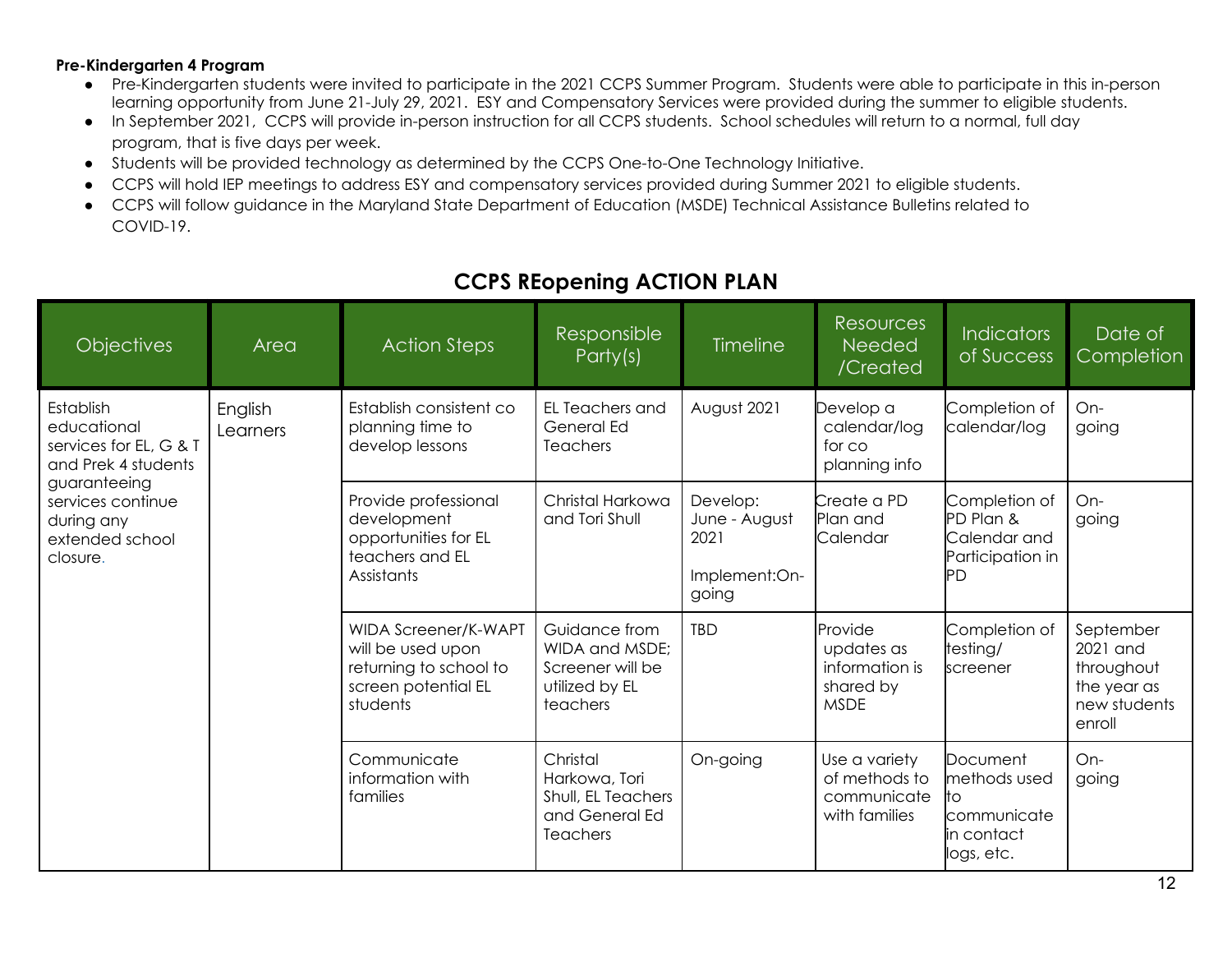**Pre-Kindergarten 4 Program**

- Pre-Kindergarten students were invited to participate in the 2021 CCPS Summer Program. Students were able to participate in this in-person learning opportunity from June 21-July 29, 2021. ESY and Compensatory Services were provided during the summer to eligible students.
- In September 2021, CCPS will provide in-person instruction for all CCPS students. School schedules will return to a normal, full day program, that is five days per week.
- Students will be provided technology as determined by the CCPS One-to-One Technology Initiative.
- CCPS will hold IEP meetings to address ESY and compensatory services provided during Summer 2021 to eligible students.
- CCPS will follow guidance in the Maryland State Department of Education (MSDE) Technical Assistance Bulletins related to COVID-19.

## CCPS REopening ACTION PLAN

| Objectives | Area | Action Steps | Responsible Party(s) | Timeline | Resources Needed /Created | Indicators of Success | Date of Completion |
|---|---|---|---|---|---|---|---|
| Establish educational services for EL, G & T and Prek 4 students guaranteeing services continue during any extended school closure. | English Learners | Establish consistent co planning time to develop lessons | EL Teachers and General Ed Teachers | August 2021 | Develop a calendar/log for co planning info | Completion of calendar/log | On-going |
| | | Provide professional development opportunities for EL teachers and EL Assistants | Christal Harkowa and Tori Shull | Develop: June - August 2021<br><br>Implement:On-going | Create a PD Plan and Calendar | Completion of PD Plan & Calendar and Participation in PD | On-going |
| | | WIDA Screener/K-WAPT will be used upon returning to school to screen potential EL students | Guidance from WIDA and MSDE; Screener will be utilized by EL teachers | TBD | Provide updates as information is shared by MSDE | Completion of testing/ screener | September 2021 and throughout the year as new students enroll |
| | | Communicate information with families | Christal Harkowa, Tori Shull, EL Teachers and General Ed Teachers | On-going | Use a variety of methods to communicate with families | Document methods used to communicate in contact logs, etc. | On-going |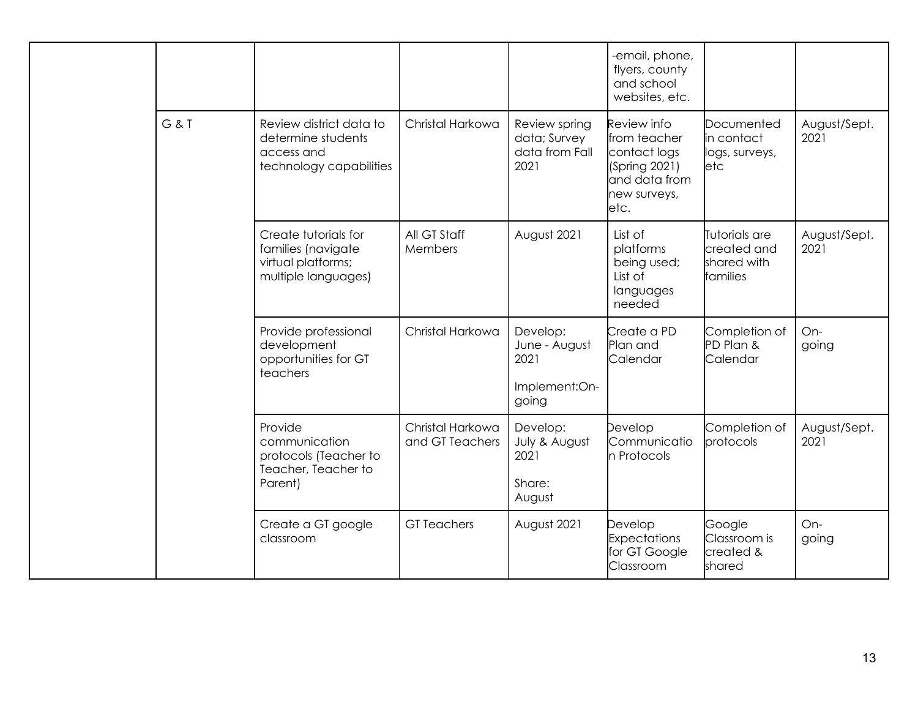| | | | | | | | |
|---|---|---|---|---|---|---|---|
| | | | | | -email, phone, flyers, county and school websites, etc. | | |
| | G & T | Review district data to determine students access and technology capabilities | Christal Harkowa | Review spring data; Survey data from Fall 2021 | Review info from teacher contact logs (Spring 2021) and data from new surveys, etc. | Documented in contact logs, surveys, etc | August/Sept. 2021 |
| | | Create tutorials for families (navigate virtual platforms; multiple languages) | All GT Staff Members | August 2021 | List of platforms being used; List of languages needed | Tutorials are created and shared with families | August/Sept. 2021 |
| | | Provide professional development opportunities for GT teachers | Christal Harkowa | Develop: June - August 2021<br><br>Implement:On-going | Create a PD Plan and Calendar | Completion of PD Plan & Calendar | On-going |
| | | Provide communication protocols (Teacher to Teacher, Teacher to Parent) | Christal Harkowa and GT Teachers | Develop: July & August 2021<br><br>Share: August | Develop Communication Protocols | Completion of protocols | August/Sept. 2021 |
| | | Create a GT google classroom | GT Teachers | August 2021 | Develop Expectations for GT Google Classroom | Google Classroom is created & shared | On-going |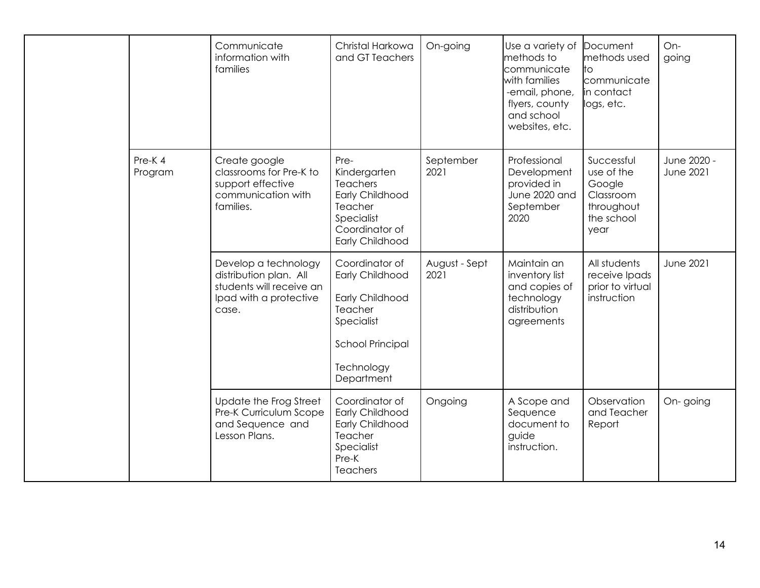| | | | | | | | |
|---|---|---|---|---|---|---|---|
| | | Communicate information with families | Christal Harkowa and GT Teachers | On-going | Use a variety of methods to communicate with families -email, phone, flyers, county and school websites, etc. | Document methods used to communicate in contact logs, etc. | On-going |
| | Pre-K 4 Program | Create google classrooms for Pre-K to support effective communication with families. | Pre-Kindergarten Teachers Early Childhood Teacher Specialist Coordinator of Early Childhood | September 2021 | Professional Development provided in June 2020 and September 2020 | Successful use of the Google Classroom throughout the school year | June 2020 - June 2021 |
| | | Develop a technology distribution plan. All students will receive an Ipad with a protective case. | Coordinator of Early Childhood<br><br>Early Childhood Teacher Specialist<br><br>School Principal<br><br>Technology Department | August - Sept 2021 | Maintain an inventory list and copies of technology distribution agreements | All students receive Ipads prior to virtual instruction | June 2021 |
| | | Update the Frog Street Pre-K Curriculum Scope and Sequence and Lesson Plans. | Coordinator of Early Childhood Early Childhood Teacher Specialist Pre-K Teachers | Ongoing | A Scope and Sequence document to guide instruction. | Observation and Teacher Report | On- going |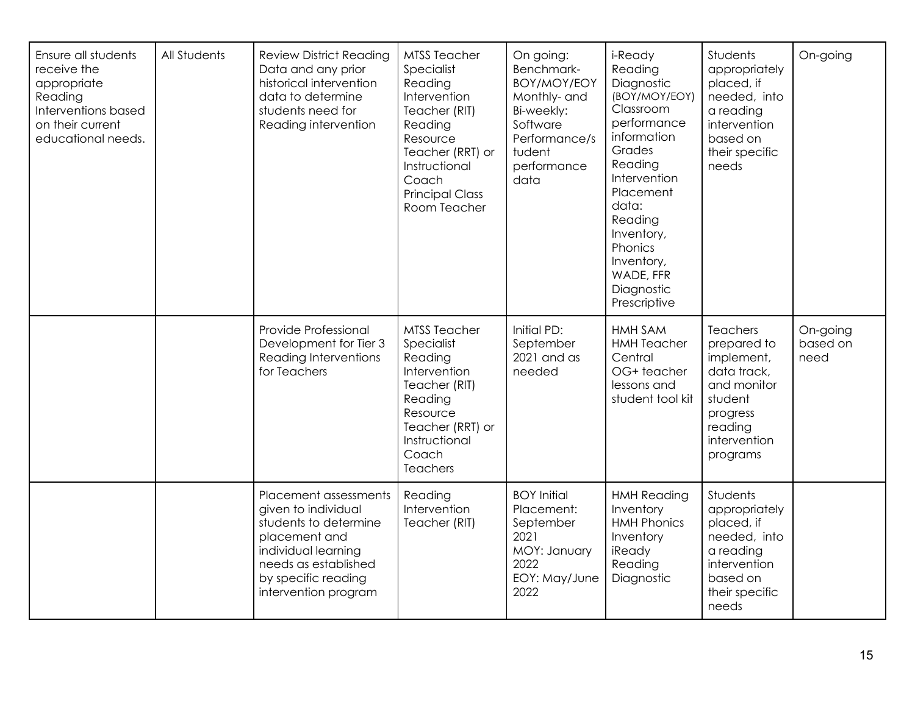| | | | | | | | |
|---|---|---|---|---|---|---|---|
| Ensure all students receive the appropriate Reading Interventions based on their current educational needs. | All Students | Review District Reading Data and any prior historical intervention data to determine students need for Reading intervention | MTSS Teacher Specialist Reading Intervention Teacher (RIT) Reading Resource Teacher (RRT) or Instructional Coach Principal Class Room Teacher | On going: Benchmark-BOY/MOY/EOY Monthly- and Bi-weekly: Software Performance/student performance data | i-Ready Reading Diagnostic (BOY/MOY/EOY) Classroom performance information Grades Reading Intervention Placement data: Reading Inventory, Phonics Inventory, WADE, FFR Diagnostic Prescriptive | Students appropriately placed, if needed, into a reading intervention based on their specific needs | On-going |
| | | Provide Professional Development for Tier 3 Reading Interventions for Teachers | MTSS Teacher Specialist Reading Intervention Teacher (RIT) Reading Resource Teacher (RRT) or Instructional Coach Teachers | Initial PD: September 2021 and as needed | HMH SAM HMH Teacher Central OG+ teacher lessons and student tool kit | Teachers prepared to implement, data track, and monitor student progress reading intervention programs | On-going based on need |
| | | Placement assessments given to individual students to determine placement and individual learning needs as established by specific reading intervention program | Reading Intervention Teacher (RIT) | BOY Initial Placement: September 2021 MOY: January 2022 EOY: May/June 2022 | HMH Reading Inventory HMH Phonics Inventory iReady Reading Diagnostic | Students appropriately placed, if needed, into a reading intervention based on their specific needs | |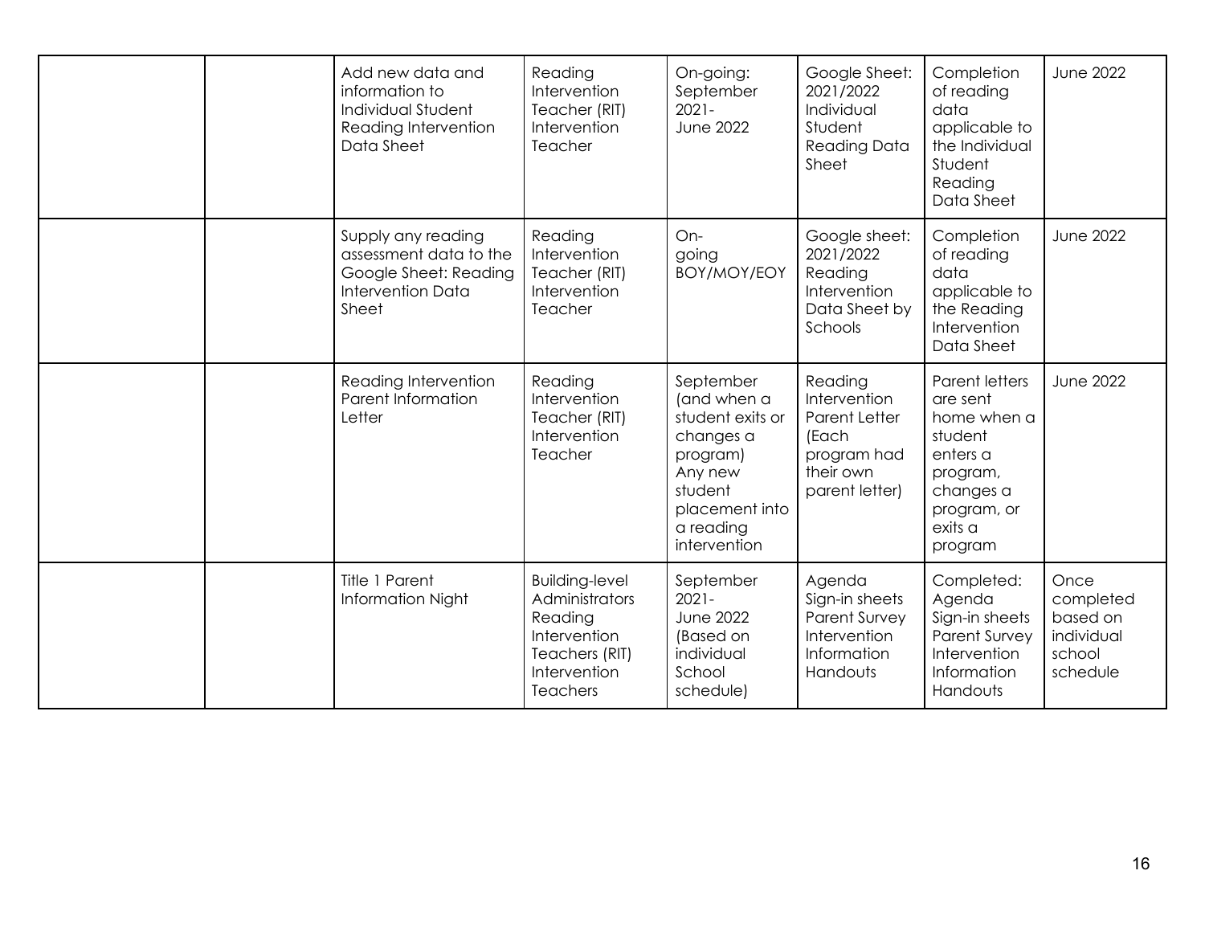| | | | | | | | |
|---|---|---|---|---|---|---|---|
| | | Add new data and information to Individual Student Reading Intervention Data Sheet | Reading Intervention Teacher (RIT) Intervention Teacher | On-going: September 2021- June 2022 | Google Sheet: 2021/2022 Individual Student Reading Data Sheet | Completion of reading data applicable to the Individual Student Reading Data Sheet | June 2022 |
| | | Supply any reading assessment data to the Google Sheet: Reading Intervention Data Sheet | Reading Intervention Teacher (RIT) Intervention Teacher | On-going BOY/MOY/EOY | Google sheet: 2021/2022 Reading Intervention Data Sheet by Schools | Completion of reading data applicable to the Reading Intervention Data Sheet | June 2022 |
| | | Reading Intervention Parent Information Letter | Reading Intervention Teacher (RIT) Intervention Teacher | September (and when a student exits or changes a program) Any new student placement into a reading intervention | Reading Intervention Parent Letter (Each program had their own parent letter) | Parent letters are sent home when a student enters a program, changes a program, or exits a program | June 2022 |
| | | Title 1 Parent Information Night | Building-level Administrators Reading Intervention Teachers (RIT) Intervention Teachers | September 2021- June 2022 (Based on individual School schedule) | Agenda Sign-in sheets Parent Survey Intervention Information Handouts | Completed: Agenda Sign-in sheets Parent Survey Intervention Information Handouts | Once completed based on individual school schedule |